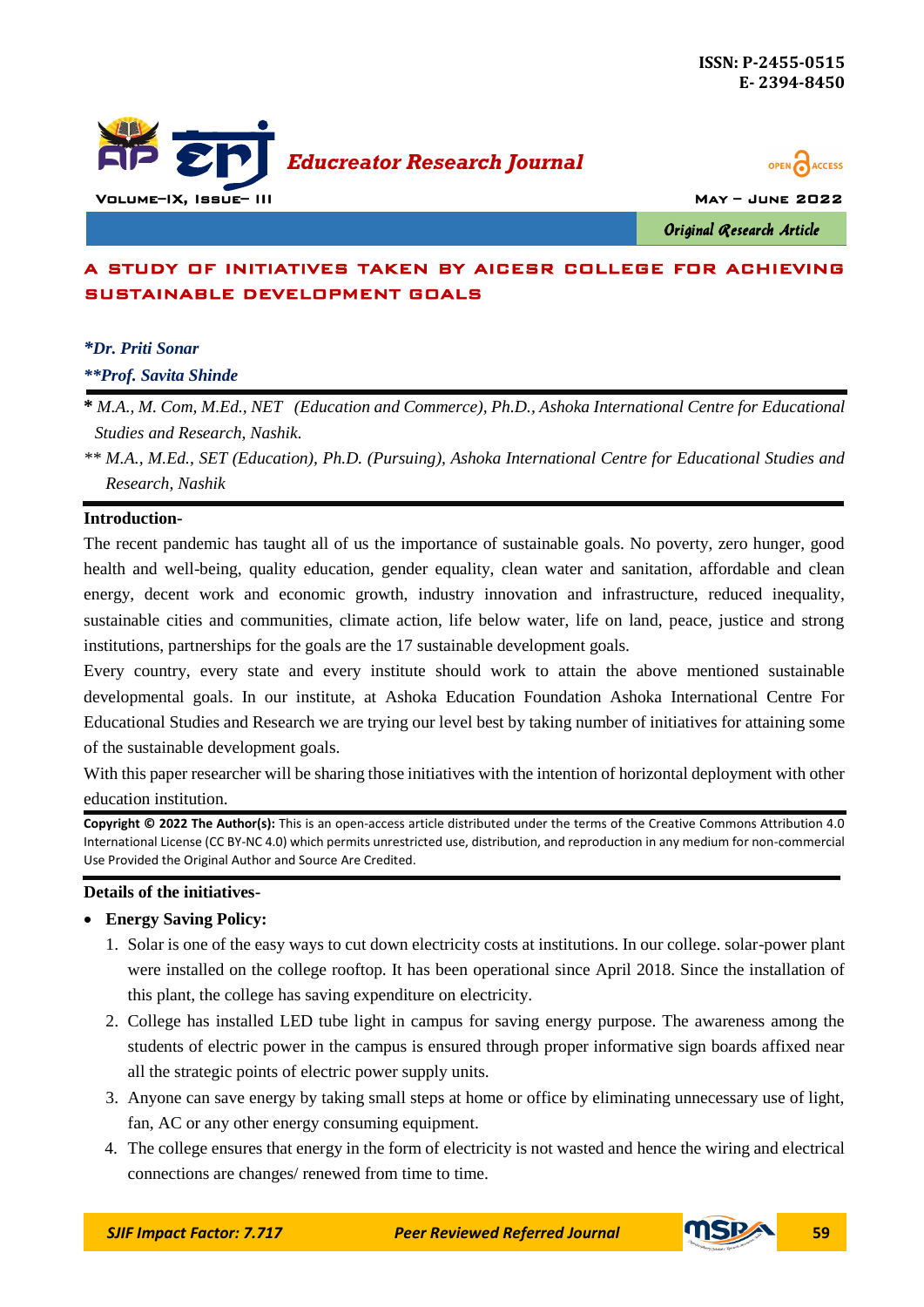# A STUDY OF INITIATIVES TAKEN BY AICESR COLLEGE FOR ACHIEVING SUSTAINABLE DEVELOPMENT GOALS

***Dr. Priti Sonar***

*****Prof. Savita Shinde***

**\*** *M.A., M. Com, M.Ed., NET (Education and Commerce), Ph.D., Ashoka International Centre for Educational Studies and Research, Nashik.*

*\*\* M.A., M.Ed., SET (Education), Ph.D. (Pursuing), Ashoka International Centre for Educational Studies and Research, Nashik*

**Introduction-**

The recent pandemic has taught all of us the importance of sustainable goals. No poverty, zero hunger, good health and well-being, quality education, gender equality, clean water and sanitation, affordable and clean energy, decent work and economic growth, industry innovation and infrastructure, reduced inequality, sustainable cities and communities, climate action, life below water, life on land, peace, justice and strong institutions, partnerships for the goals are the 17 sustainable development goals.

Every country, every state and every institute should work to attain the above mentioned sustainable developmental goals. In our institute, at Ashoka Education Foundation Ashoka International Centre For Educational Studies and Research we are trying our level best by taking number of initiatives for attaining some of the sustainable development goals.

With this paper researcher will be sharing those initiatives with the intention of horizontal deployment with other education institution.

**Copyright © 2022 The Author(s):** This is an open-access article distributed under the terms of the Creative Commons Attribution 4.0 International License (CC BY-NC 4.0) which permits unrestricted use, distribution, and reproduction in any medium for non-commercial Use Provided the Original Author and Source Are Credited.

**Details of the initiatives-**

- **Energy Saving Policy:**
  1. Solar is one of the easy ways to cut down electricity costs at institutions. In our college. solar-power plant were installed on the college rooftop. It has been operational since April 2018. Since the installation of this plant, the college has saving expenditure on electricity.
  2. College has installed LED tube light in campus for saving energy purpose. The awareness among the students of electric power in the campus is ensured through proper informative sign boards affixed near all the strategic points of electric power supply units.
  3. Anyone can save energy by taking small steps at home or office by eliminating unnecessary use of light, fan, AC or any other energy consuming equipment.
  4. The college ensures that energy in the form of electricity is not wasted and hence the wiring and electrical connections are changes/ renewed from time to time.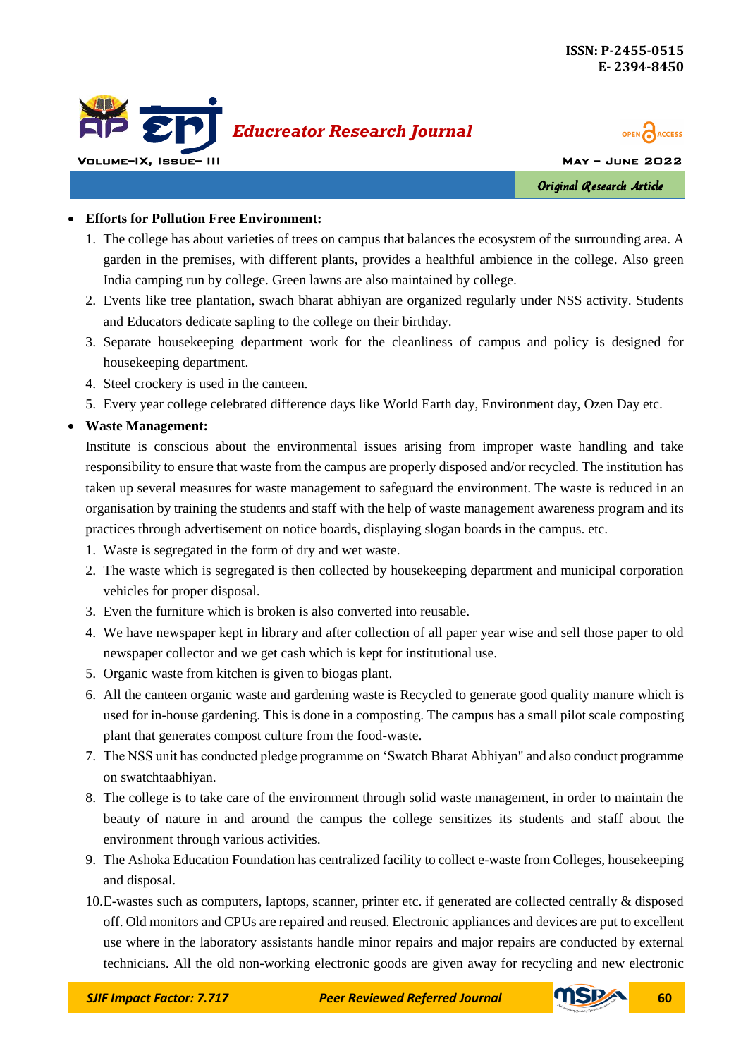- **Efforts for Pollution Free Environment:**
  1. The college has about varieties of trees on campus that balances the ecosystem of the surrounding area. A garden in the premises, with different plants, provides a healthful ambience in the college. Also green India camping run by college. Green lawns are also maintained by college.
  2. Events like tree plantation, swach bharat abhiyan are organized regularly under NSS activity. Students and Educators dedicate sapling to the college on their birthday.
  3. Separate housekeeping department work for the cleanliness of campus and policy is designed for housekeeping department.
  4. Steel crockery is used in the canteen.
  5. Every year college celebrated difference days like World Earth day, Environment day, Ozen Day etc.

- **Waste Management:**

  Institute is conscious about the environmental issues arising from improper waste handling and take responsibility to ensure that waste from the campus are properly disposed and/or recycled. The institution has taken up several measures for waste management to safeguard the environment. The waste is reduced in an organisation by training the students and staff with the help of waste management awareness program and its practices through advertisement on notice boards, displaying slogan boards in the campus. etc.

  1. Waste is segregated in the form of dry and wet waste.
  2. The waste which is segregated is then collected by housekeeping department and municipal corporation vehicles for proper disposal.
  3. Even the furniture which is broken is also converted into reusable.
  4. We have newspaper kept in library and after collection of all paper year wise and sell those paper to old newspaper collector and we get cash which is kept for institutional use.
  5. Organic waste from kitchen is given to biogas plant.
  6. All the canteen organic waste and gardening waste is Recycled to generate good quality manure which is used for in-house gardening. This is done in a composting. The campus has a small pilot scale composting plant that generates compost culture from the food-waste.
  7. The NSS unit has conducted pledge programme on 'Swatch Bharat Abhiyan" and also conduct programme on swatchtaabhiyan.
  8. The college is to take care of the environment through solid waste management, in order to maintain the beauty of nature in and around the campus the college sensitizes its students and staff about the environment through various activities.
  9. The Ashoka Education Foundation has centralized facility to collect e-waste from Colleges, housekeeping and disposal.
  10. E-wastes such as computers, laptops, scanner, printer etc. if generated are collected centrally & disposed off. Old monitors and CPUs are repaired and reused. Electronic appliances and devices are put to excellent use where in the laboratory assistants handle minor repairs and major repairs are conducted by external technicians. All the old non-working electronic goods are given away for recycling and new electronic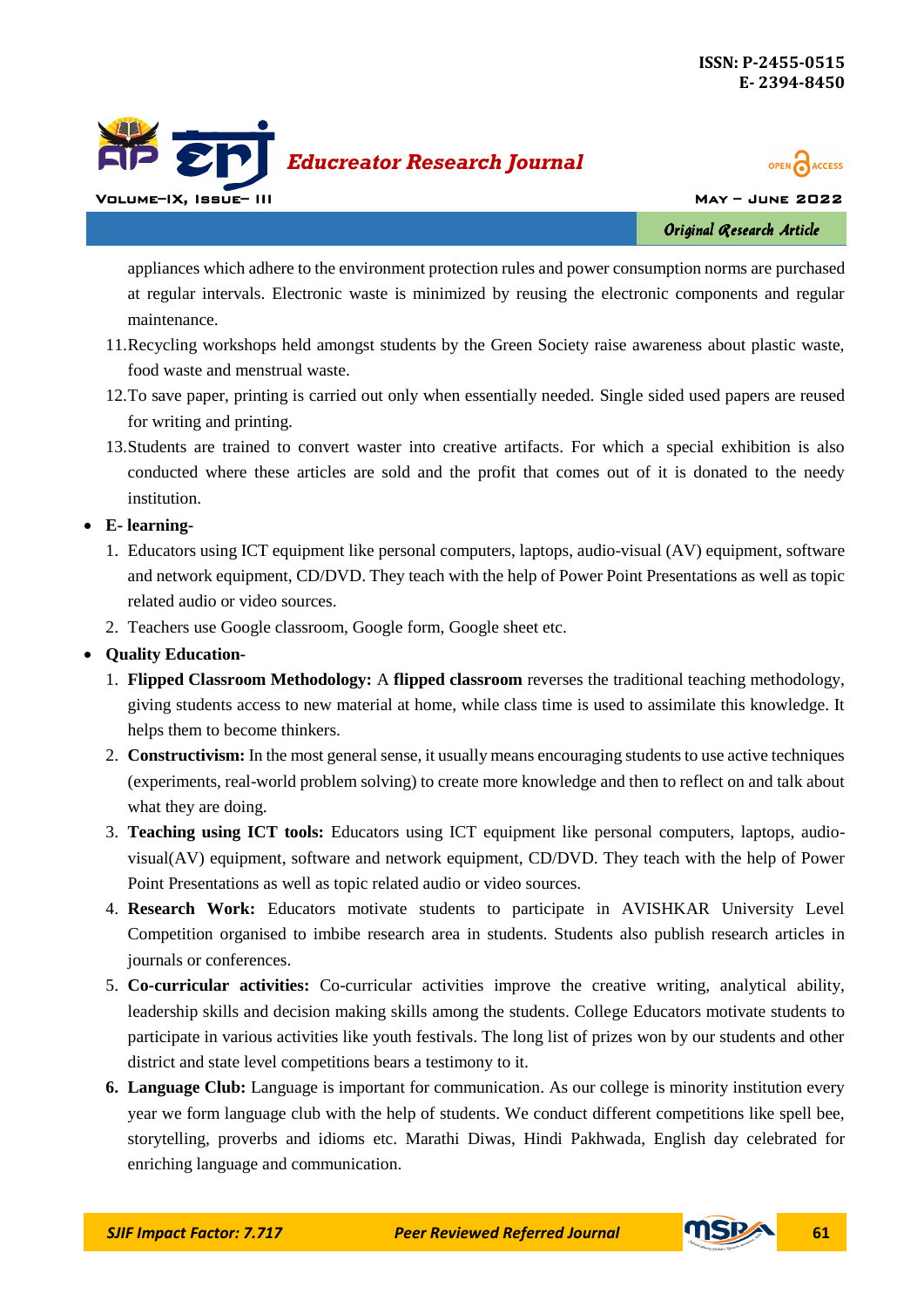appliances which adhere to the environment protection rules and power consumption norms are purchased at regular intervals. Electronic waste is minimized by reusing the electronic components and regular maintenance.

11. Recycling workshops held amongst students by the Green Society raise awareness about plastic waste, food waste and menstrual waste.
12. To save paper, printing is carried out only when essentially needed. Single sided used papers are reused for writing and printing.
13. Students are trained to convert waster into creative artifacts. For which a special exhibition is also conducted where these articles are sold and the profit that comes out of it is donated to the needy institution.

- **E- learning-**
  1. Educators using ICT equipment like personal computers, laptops, audio-visual (AV) equipment, software and network equipment, CD/DVD. They teach with the help of Power Point Presentations as well as topic related audio or video sources.
  2. Teachers use Google classroom, Google form, Google sheet etc.

- **Quality Education-**
  1. **Flipped Classroom Methodology:** A **flipped classroom** reverses the traditional teaching methodology, giving students access to new material at home, while class time is used to assimilate this knowledge. It helps them to become thinkers.
  2. **Constructivism:** In the most general sense, it usually means encouraging students to use active techniques (experiments, real-world problem solving) to create more knowledge and then to reflect on and talk about what they are doing.
  3. **Teaching using ICT tools:** Educators using ICT equipment like personal computers, laptops, audio-visual(AV) equipment, software and network equipment, CD/DVD. They teach with the help of Power Point Presentations as well as topic related audio or video sources.
  4. **Research Work:** Educators motivate students to participate in AVISHKAR University Level Competition organised to imbibe research area in students. Students also publish research articles in journals or conferences.
  5. **Co-curricular activities:** Co-curricular activities improve the creative writing, analytical ability, leadership skills and decision making skills among the students. College Educators motivate students to participate in various activities like youth festivals. The long list of prizes won by our students and other district and state level competitions bears a testimony to it.
  6. **Language Club:** Language is important for communication. As our college is minority institution every year we form language club with the help of students. We conduct different competitions like spell bee, storytelling, proverbs and idioms etc. Marathi Diwas, Hindi Pakhwada, English day celebrated for enriching language and communication.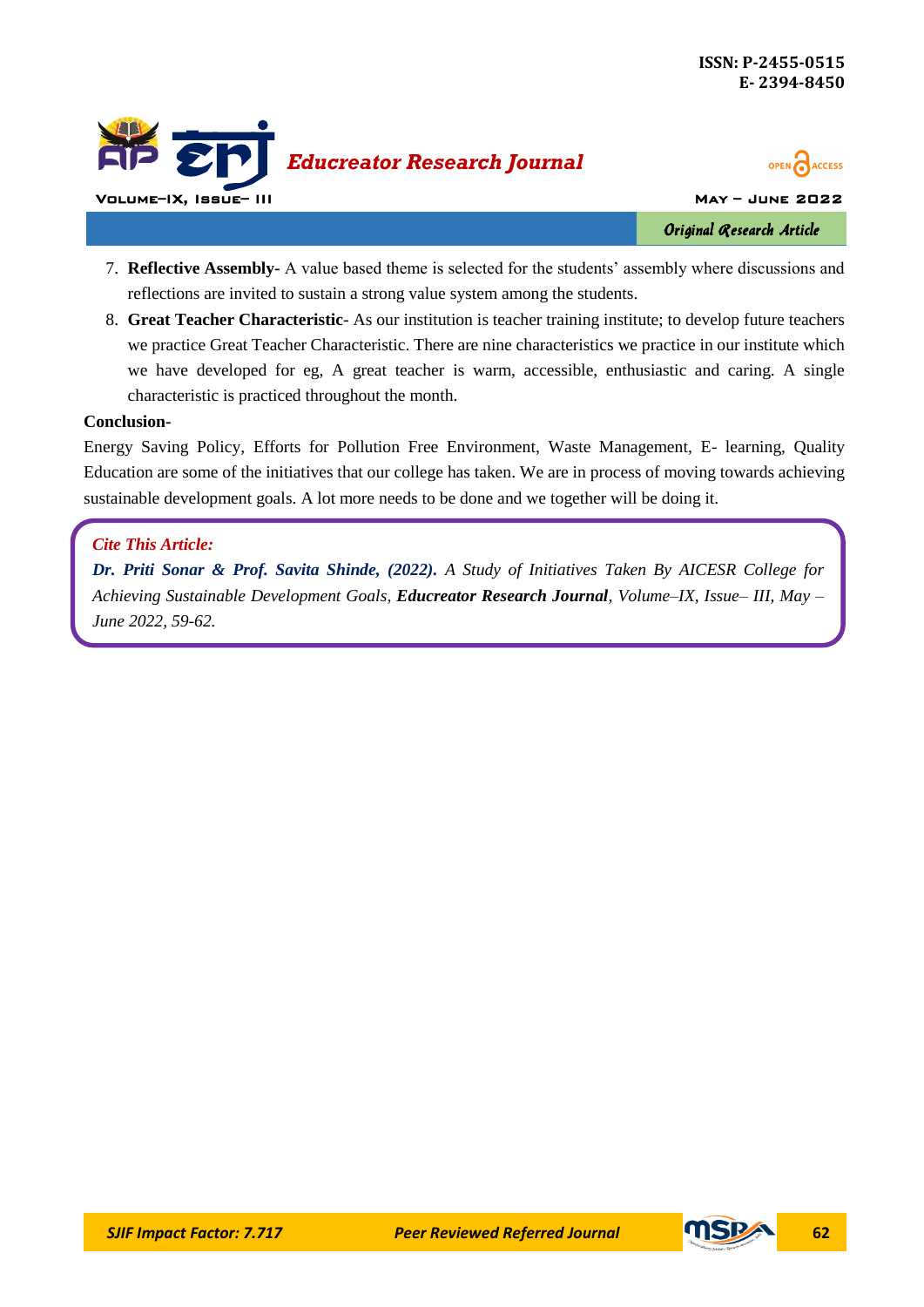7. **Reflective Assembly**- A value based theme is selected for the students' assembly where discussions and reflections are invited to sustain a strong value system among the students.
8. **Great Teacher Characteristic**- As our institution is teacher training institute; to develop future teachers we practice Great Teacher Characteristic. There are nine characteristics we practice in our institute which we have developed for eg, A great teacher is warm, accessible, enthusiastic and caring. A single characteristic is practiced throughout the month.

**Conclusion-**

Energy Saving Policy, Efforts for Pollution Free Environment, Waste Management, E- learning, Quality Education are some of the initiatives that our college has taken. We are in process of moving towards achieving sustainable development goals. A lot more needs to be done and we together will be doing it.

*Cite This Article:*

***Dr. Priti Sonar & Prof. Savita Shinde, (2022).*** *A Study of Initiatives Taken By AICESR College for Achieving Sustainable Development Goals,* ***Educreator Research Journal****, Volume–IX, Issue– III, May – June 2022, 59-62.*